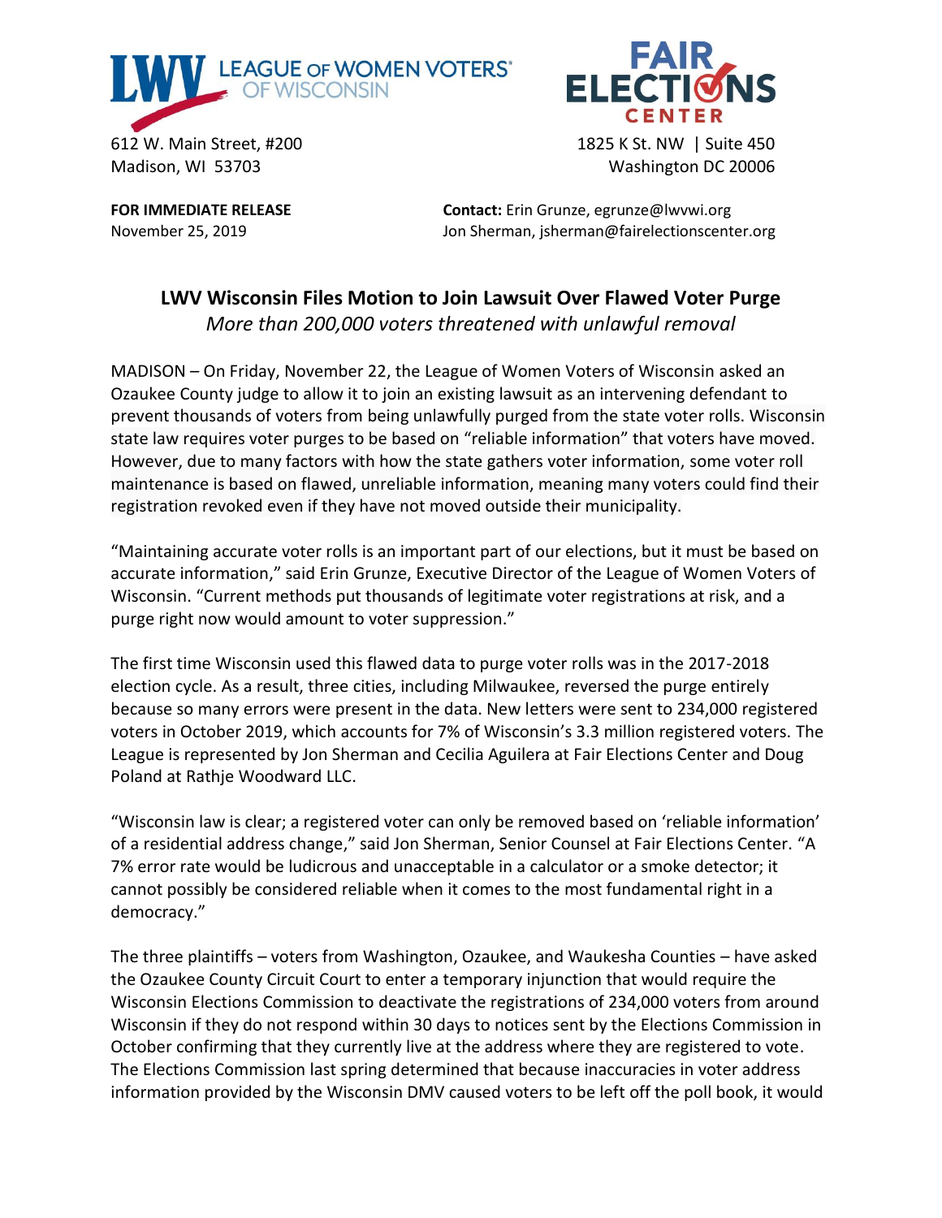LEAGUE OF WOMEN VOTERS® OF WISCONSIN

612 W. Main Street, #200
Madison, WI 53703

FAIR ELECTIONS CENTER

1825 K St. NW | Suite 450
Washington DC 20006

**FOR IMMEDIATE RELEASE**
November 25, 2019

**Contact:** Erin Grunze, egrunze@lwvwi.org
Jon Sherman, jsherman@fairelectionscenter.org

## LWV Wisconsin Files Motion to Join Lawsuit Over Flawed Voter Purge

*More than 200,000 voters threatened with unlawful removal*

MADISON – On Friday, November 22, the League of Women Voters of Wisconsin asked an Ozaukee County judge to allow it to join an existing lawsuit as an intervening defendant to prevent thousands of voters from being unlawfully purged from the state voter rolls. Wisconsin state law requires voter purges to be based on "reliable information" that voters have moved. However, due to many factors with how the state gathers voter information, some voter roll maintenance is based on flawed, unreliable information, meaning many voters could find their registration revoked even if they have not moved outside their municipality.

"Maintaining accurate voter rolls is an important part of our elections, but it must be based on accurate information," said Erin Grunze, Executive Director of the League of Women Voters of Wisconsin. "Current methods put thousands of legitimate voter registrations at risk, and a purge right now would amount to voter suppression."

The first time Wisconsin used this flawed data to purge voter rolls was in the 2017-2018 election cycle. As a result, three cities, including Milwaukee, reversed the purge entirely because so many errors were present in the data. New letters were sent to 234,000 registered voters in October 2019, which accounts for 7% of Wisconsin's 3.3 million registered voters. The League is represented by Jon Sherman and Cecilia Aguilera at Fair Elections Center and Doug Poland at Rathje Woodward LLC.

"Wisconsin law is clear; a registered voter can only be removed based on 'reliable information' of a residential address change," said Jon Sherman, Senior Counsel at Fair Elections Center. "A 7% error rate would be ludicrous and unacceptable in a calculator or a smoke detector; it cannot possibly be considered reliable when it comes to the most fundamental right in a democracy."

The three plaintiffs – voters from Washington, Ozaukee, and Waukesha Counties – have asked the Ozaukee County Circuit Court to enter a temporary injunction that would require the Wisconsin Elections Commission to deactivate the registrations of 234,000 voters from around Wisconsin if they do not respond within 30 days to notices sent by the Elections Commission in October confirming that they currently live at the address where they are registered to vote. The Elections Commission last spring determined that because inaccuracies in voter address information provided by the Wisconsin DMV caused voters to be left off the poll book, it would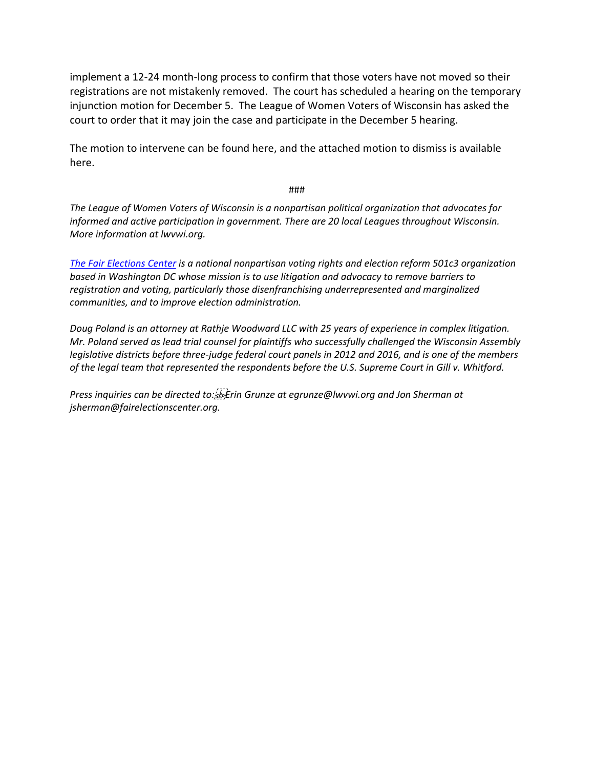implement a 12-24 month-long process to confirm that those voters have not moved so their registrations are not mistakenly removed. The court has scheduled a hearing on the temporary injunction motion for December 5. The League of Women Voters of Wisconsin has asked the court to order that it may join the case and participate in the December 5 hearing.

The motion to intervene can be found here, and the attached motion to dismiss is available here.

###

*The League of Women Voters of Wisconsin is a nonpartisan political organization that advocates for informed and active participation in government. There are 20 local Leagues throughout Wisconsin. More information at lwvwi.org.*

*The Fair Elections Center is a national nonpartisan voting rights and election reform 501c3 organization based in Washington DC whose mission is to use litigation and advocacy to remove barriers to registration and voting, particularly those disenfranchising underrepresented and marginalized communities, and to improve election administration.*

*Doug Poland is an attorney at Rathje Woodward LLC with 25 years of experience in complex litigation. Mr. Poland served as lead trial counsel for plaintiffs who successfully challenged the Wisconsin Assembly legislative districts before three-judge federal court panels in 2012 and 2016, and is one of the members of the legal team that represented the respondents before the U.S. Supreme Court in Gill v. Whitford.*

*Press inquiries can be directed to: Erin Grunze at egrunze@lwvwi.org and Jon Sherman at jsherman@fairelectionscenter.org.*